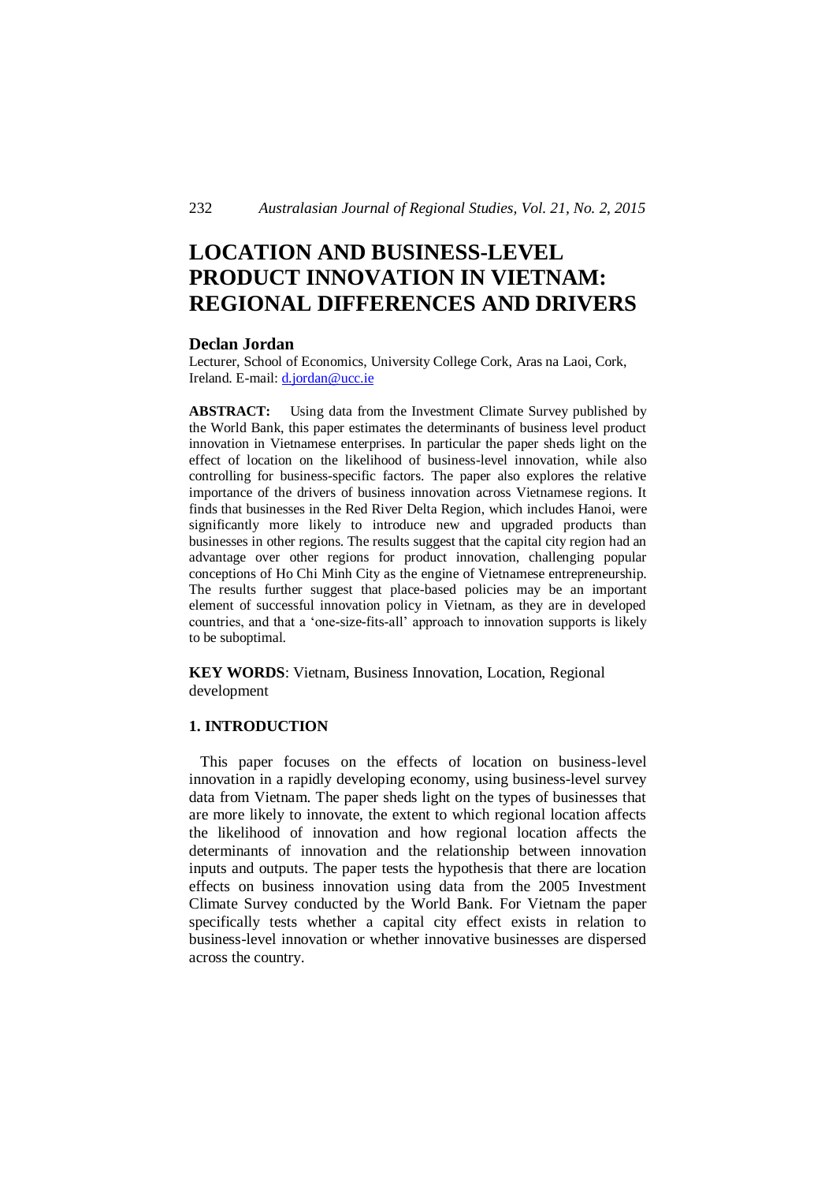# LOCATION AND BUSINESS-LEVEL PRODUCT INNOVATION IN VIETNAM: REGIONAL DIFFERENCES AND DRIVERS

**Declan Jordan**

Lecturer, School of Economics, University College Cork, Aras na Laoi, Cork, Ireland. E-mail: d.jordan@ucc.ie

**ABSTRACT:** Using data from the Investment Climate Survey published by the World Bank, this paper estimates the determinants of business level product innovation in Vietnamese enterprises. In particular the paper sheds light on the effect of location on the likelihood of business-level innovation, while also controlling for business-specific factors. The paper also explores the relative importance of the drivers of business innovation across Vietnamese regions. It finds that businesses in the Red River Delta Region, which includes Hanoi, were significantly more likely to introduce new and upgraded products than businesses in other regions. The results suggest that the capital city region had an advantage over other regions for product innovation, challenging popular conceptions of Ho Chi Minh City as the engine of Vietnamese entrepreneurship. The results further suggest that place-based policies may be an important element of successful innovation policy in Vietnam, as they are in developed countries, and that a 'one-size-fits-all' approach to innovation supports is likely to be suboptimal.

**KEY WORDS**: Vietnam, Business Innovation, Location, Regional development

## 1. INTRODUCTION

This paper focuses on the effects of location on business-level innovation in a rapidly developing economy, using business-level survey data from Vietnam. The paper sheds light on the types of businesses that are more likely to innovate, the extent to which regional location affects the likelihood of innovation and how regional location affects the determinants of innovation and the relationship between innovation inputs and outputs. The paper tests the hypothesis that there are location effects on business innovation using data from the 2005 Investment Climate Survey conducted by the World Bank. For Vietnam the paper specifically tests whether a capital city effect exists in relation to business-level innovation or whether innovative businesses are dispersed across the country.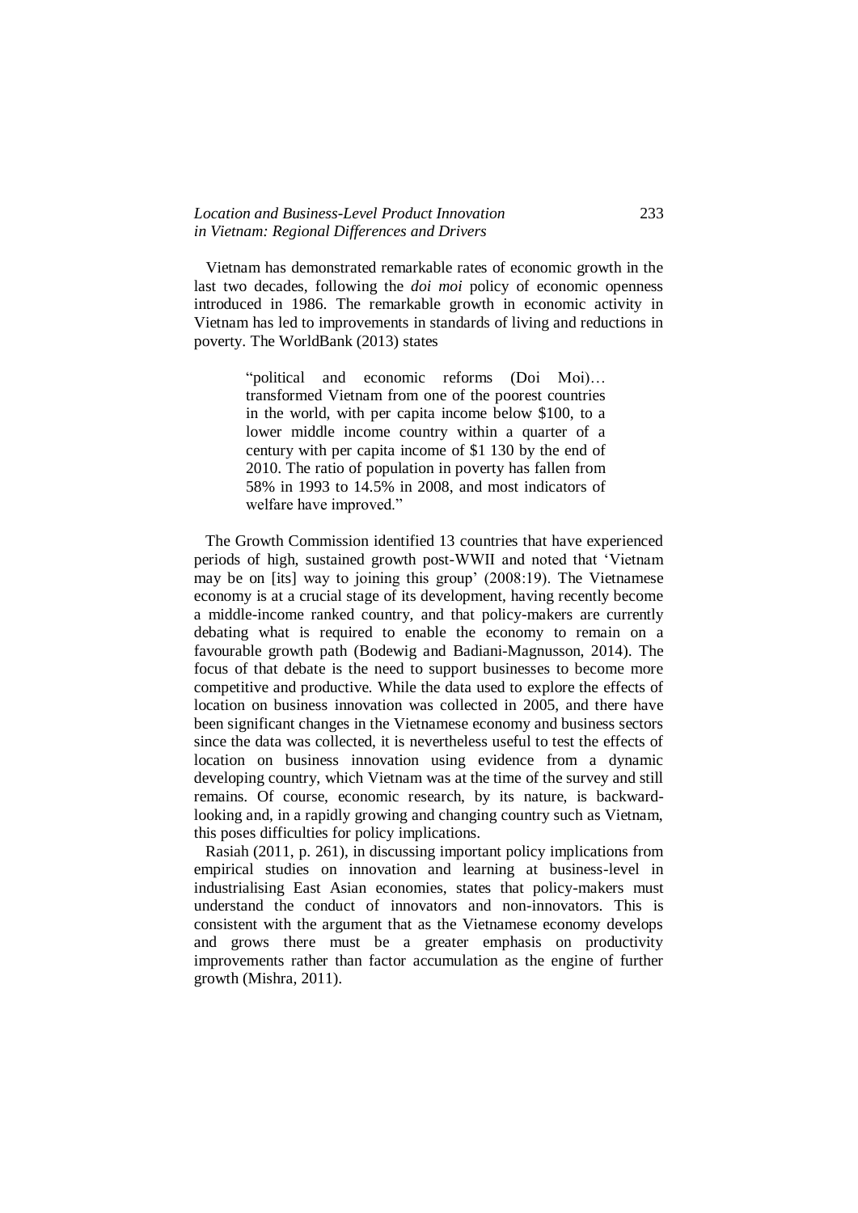Vietnam has demonstrated remarkable rates of economic growth in the last two decades, following the *doi moi* policy of economic openness introduced in 1986. The remarkable growth in economic activity in Vietnam has led to improvements in standards of living and reductions in poverty. The WorldBank (2013) states

> "political and economic reforms (Doi Moi)… transformed Vietnam from one of the poorest countries in the world, with per capita income below $100, to a lower middle income country within a quarter of a century with per capita income of $1 130 by the end of 2010. The ratio of population in poverty has fallen from 58% in 1993 to 14.5% in 2008, and most indicators of welfare have improved."

The Growth Commission identified 13 countries that have experienced periods of high, sustained growth post-WWII and noted that 'Vietnam may be on [its] way to joining this group' (2008:19). The Vietnamese economy is at a crucial stage of its development, having recently become a middle-income ranked country, and that policy-makers are currently debating what is required to enable the economy to remain on a favourable growth path (Bodewig and Badiani-Magnusson, 2014). The focus of that debate is the need to support businesses to become more competitive and productive. While the data used to explore the effects of location on business innovation was collected in 2005, and there have been significant changes in the Vietnamese economy and business sectors since the data was collected, it is nevertheless useful to test the effects of location on business innovation using evidence from a dynamic developing country, which Vietnam was at the time of the survey and still remains. Of course, economic research, by its nature, is backward-looking and, in a rapidly growing and changing country such as Vietnam, this poses difficulties for policy implications.

Rasiah (2011, p. 261), in discussing important policy implications from empirical studies on innovation and learning at business-level in industrialising East Asian economies, states that policy-makers must understand the conduct of innovators and non-innovators. This is consistent with the argument that as the Vietnamese economy develops and grows there must be a greater emphasis on productivity improvements rather than factor accumulation as the engine of further growth (Mishra, 2011).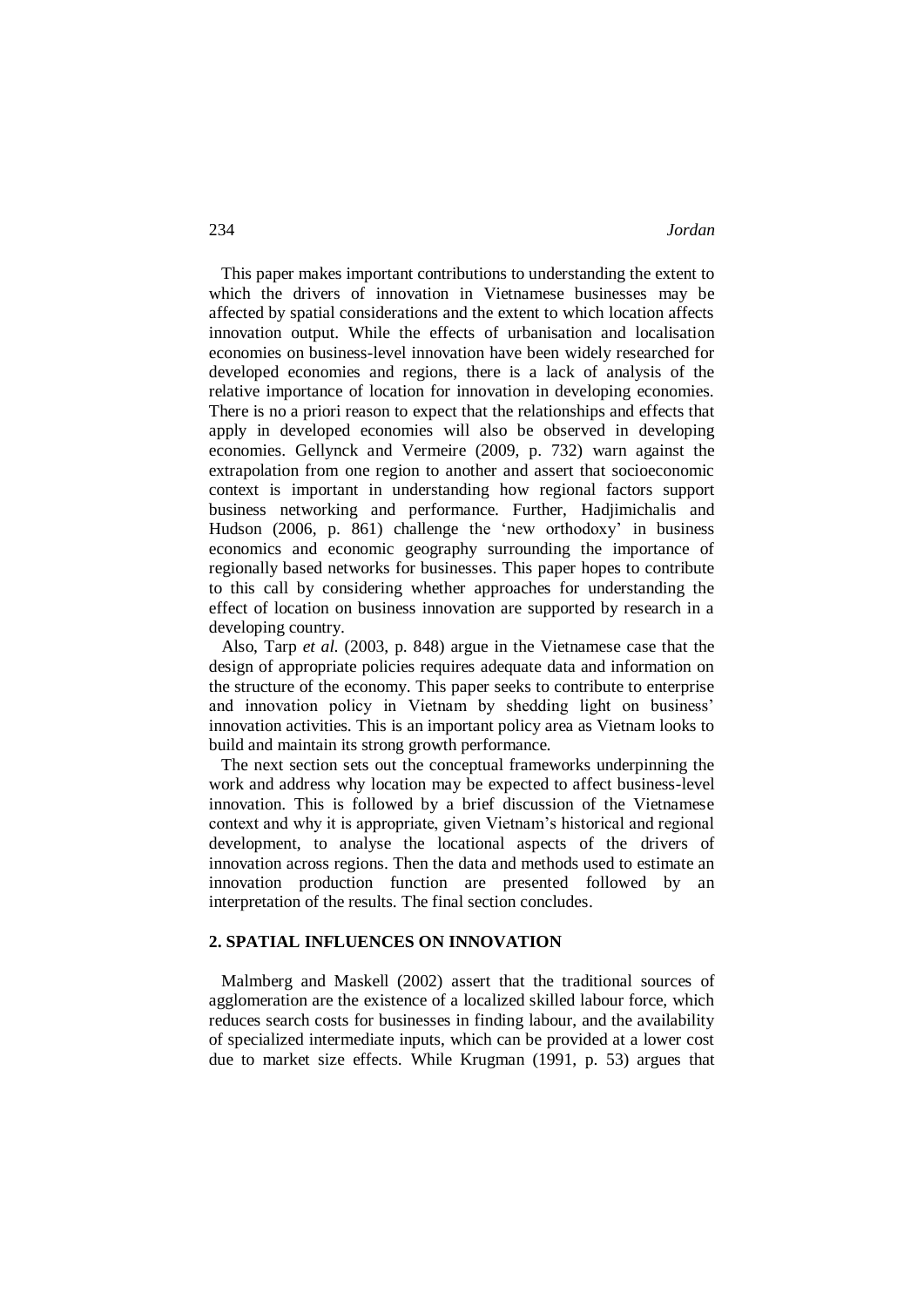This paper makes important contributions to understanding the extent to which the drivers of innovation in Vietnamese businesses may be affected by spatial considerations and the extent to which location affects innovation output. While the effects of urbanisation and localisation economies on business-level innovation have been widely researched for developed economies and regions, there is a lack of analysis of the relative importance of location for innovation in developing economies. There is no a priori reason to expect that the relationships and effects that apply in developed economies will also be observed in developing economies. Gellynck and Vermeire (2009, p. 732) warn against the extrapolation from one region to another and assert that socioeconomic context is important in understanding how regional factors support business networking and performance. Further, Hadjimichalis and Hudson (2006, p. 861) challenge the 'new orthodoxy' in business economics and economic geography surrounding the importance of regionally based networks for businesses. This paper hopes to contribute to this call by considering whether approaches for understanding the effect of location on business innovation are supported by research in a developing country.

Also, Tarp *et al.* (2003, p. 848) argue in the Vietnamese case that the design of appropriate policies requires adequate data and information on the structure of the economy. This paper seeks to contribute to enterprise and innovation policy in Vietnam by shedding light on business' innovation activities. This is an important policy area as Vietnam looks to build and maintain its strong growth performance.

The next section sets out the conceptual frameworks underpinning the work and address why location may be expected to affect business-level innovation. This is followed by a brief discussion of the Vietnamese context and why it is appropriate, given Vietnam's historical and regional development, to analyse the locational aspects of the drivers of innovation across regions. Then the data and methods used to estimate an innovation production function are presented followed by an interpretation of the results. The final section concludes.

## 2. SPATIAL INFLUENCES ON INNOVATION

Malmberg and Maskell (2002) assert that the traditional sources of agglomeration are the existence of a localized skilled labour force, which reduces search costs for businesses in finding labour, and the availability of specialized intermediate inputs, which can be provided at a lower cost due to market size effects. While Krugman (1991, p. 53) argues that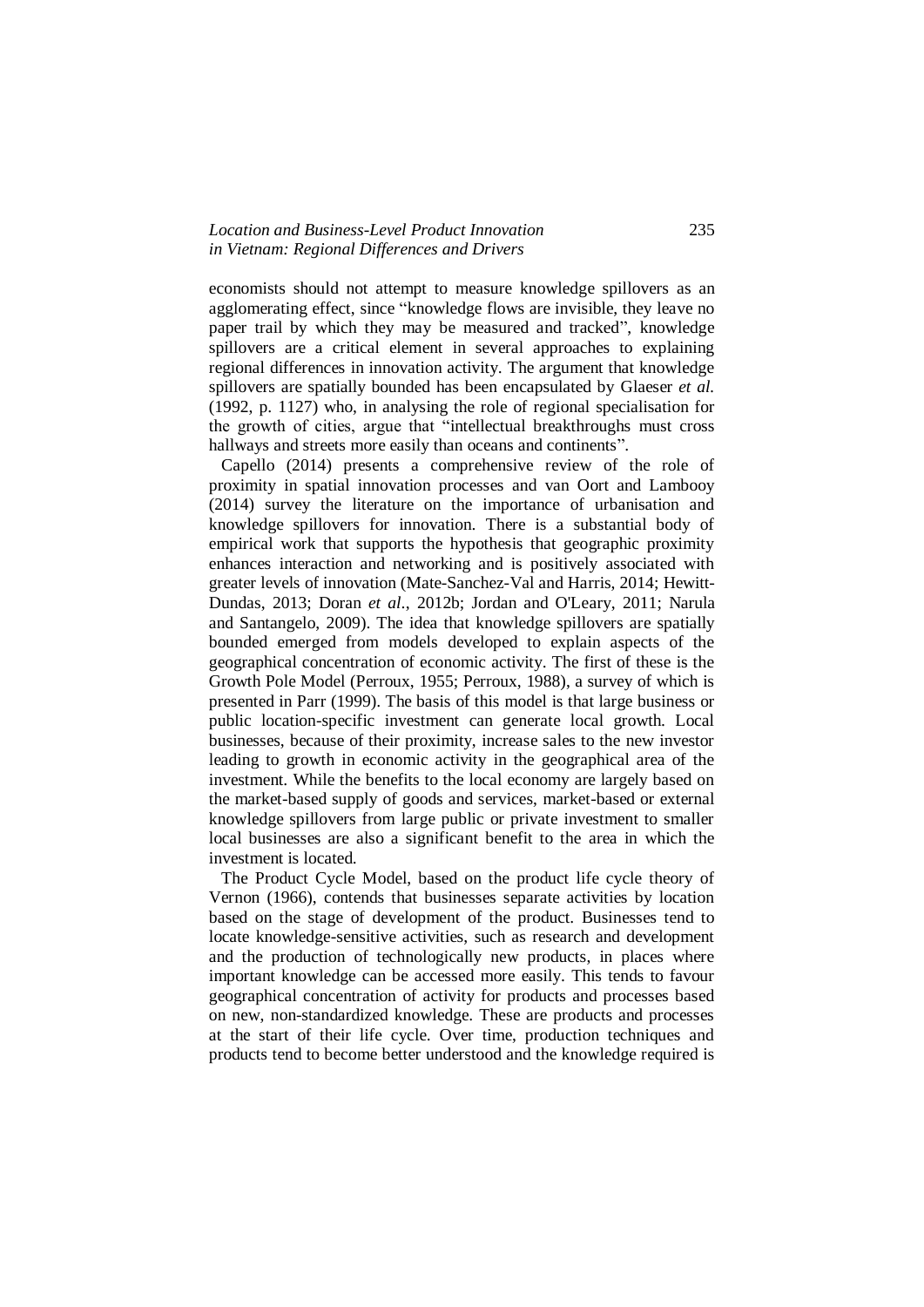economists should not attempt to measure knowledge spillovers as an agglomerating effect, since "knowledge flows are invisible, they leave no paper trail by which they may be measured and tracked", knowledge spillovers are a critical element in several approaches to explaining regional differences in innovation activity. The argument that knowledge spillovers are spatially bounded has been encapsulated by Glaeser *et al.* (1992, p. 1127) who, in analysing the role of regional specialisation for the growth of cities, argue that "intellectual breakthroughs must cross hallways and streets more easily than oceans and continents".

Capello (2014) presents a comprehensive review of the role of proximity in spatial innovation processes and van Oort and Lambooy (2014) survey the literature on the importance of urbanisation and knowledge spillovers for innovation. There is a substantial body of empirical work that supports the hypothesis that geographic proximity enhances interaction and networking and is positively associated with greater levels of innovation (Mate-Sanchez-Val and Harris, 2014; Hewitt-Dundas, 2013; Doran *et al*., 2012b; Jordan and O'Leary, 2011; Narula and Santangelo, 2009). The idea that knowledge spillovers are spatially bounded emerged from models developed to explain aspects of the geographical concentration of economic activity. The first of these is the Growth Pole Model (Perroux, 1955; Perroux, 1988), a survey of which is presented in Parr (1999). The basis of this model is that large business or public location-specific investment can generate local growth. Local businesses, because of their proximity, increase sales to the new investor leading to growth in economic activity in the geographical area of the investment. While the benefits to the local economy are largely based on the market-based supply of goods and services, market-based or external knowledge spillovers from large public or private investment to smaller local businesses are also a significant benefit to the area in which the investment is located.

The Product Cycle Model, based on the product life cycle theory of Vernon (1966), contends that businesses separate activities by location based on the stage of development of the product. Businesses tend to locate knowledge-sensitive activities, such as research and development and the production of technologically new products, in places where important knowledge can be accessed more easily. This tends to favour geographical concentration of activity for products and processes based on new, non-standardized knowledge. These are products and processes at the start of their life cycle. Over time, production techniques and products tend to become better understood and the knowledge required is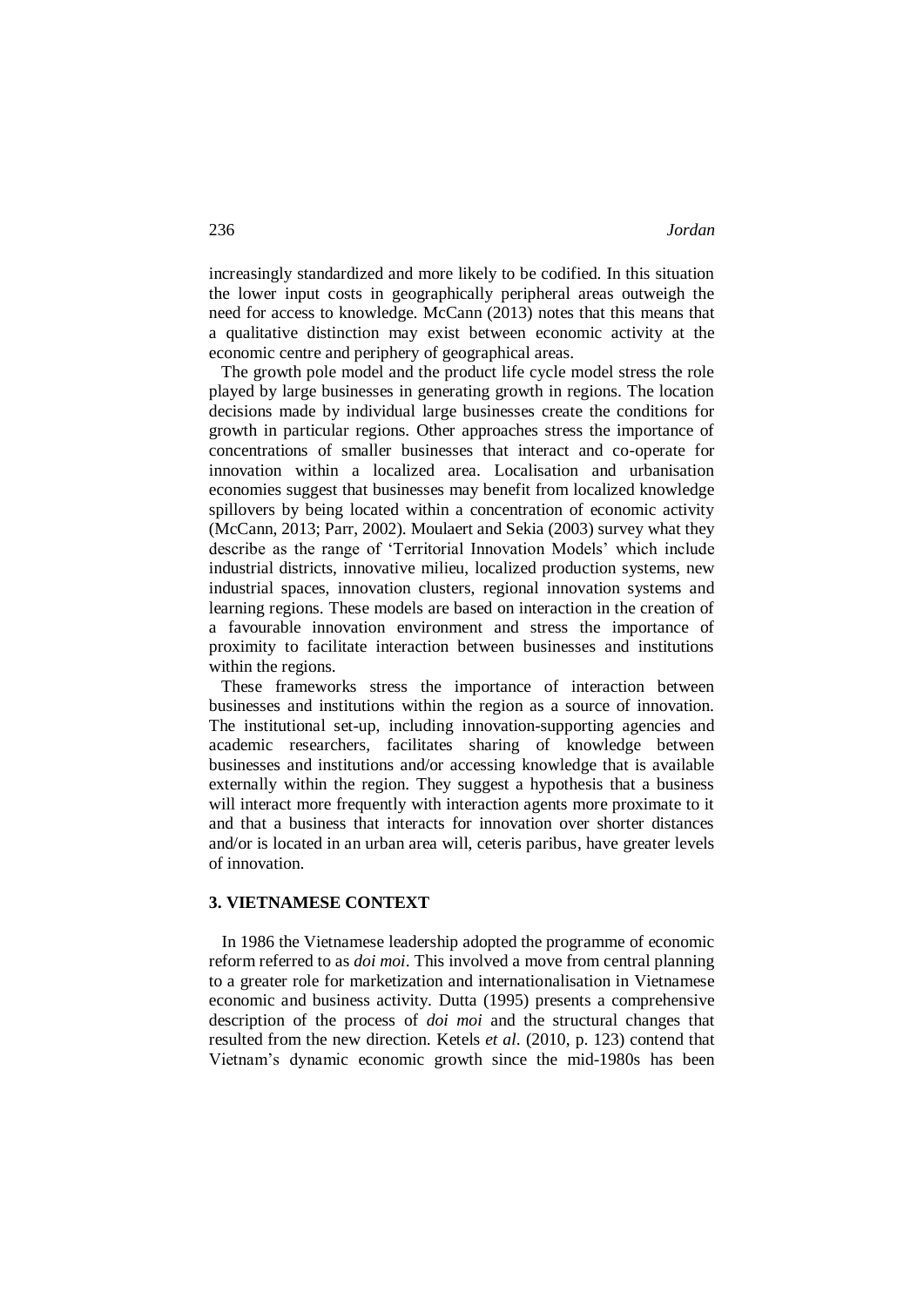increasingly standardized and more likely to be codified. In this situation the lower input costs in geographically peripheral areas outweigh the need for access to knowledge. McCann (2013) notes that this means that a qualitative distinction may exist between economic activity at the economic centre and periphery of geographical areas.

The growth pole model and the product life cycle model stress the role played by large businesses in generating growth in regions. The location decisions made by individual large businesses create the conditions for growth in particular regions. Other approaches stress the importance of concentrations of smaller businesses that interact and co-operate for innovation within a localized area. Localisation and urbanisation economies suggest that businesses may benefit from localized knowledge spillovers by being located within a concentration of economic activity (McCann, 2013; Parr, 2002). Moulaert and Sekia (2003) survey what they describe as the range of 'Territorial Innovation Models' which include industrial districts, innovative milieu, localized production systems, new industrial spaces, innovation clusters, regional innovation systems and learning regions. These models are based on interaction in the creation of a favourable innovation environment and stress the importance of proximity to facilitate interaction between businesses and institutions within the regions.

These frameworks stress the importance of interaction between businesses and institutions within the region as a source of innovation. The institutional set-up, including innovation-supporting agencies and academic researchers, facilitates sharing of knowledge between businesses and institutions and/or accessing knowledge that is available externally within the region. They suggest a hypothesis that a business will interact more frequently with interaction agents more proximate to it and that a business that interacts for innovation over shorter distances and/or is located in an urban area will, ceteris paribus, have greater levels of innovation.

## 3. VIETNAMESE CONTEXT

In 1986 the Vietnamese leadership adopted the programme of economic reform referred to as *doi moi*. This involved a move from central planning to a greater role for marketization and internationalisation in Vietnamese economic and business activity. Dutta (1995) presents a comprehensive description of the process of *doi moi* and the structural changes that resulted from the new direction. Ketels *et al*. (2010, p. 123) contend that Vietnam's dynamic economic growth since the mid-1980s has been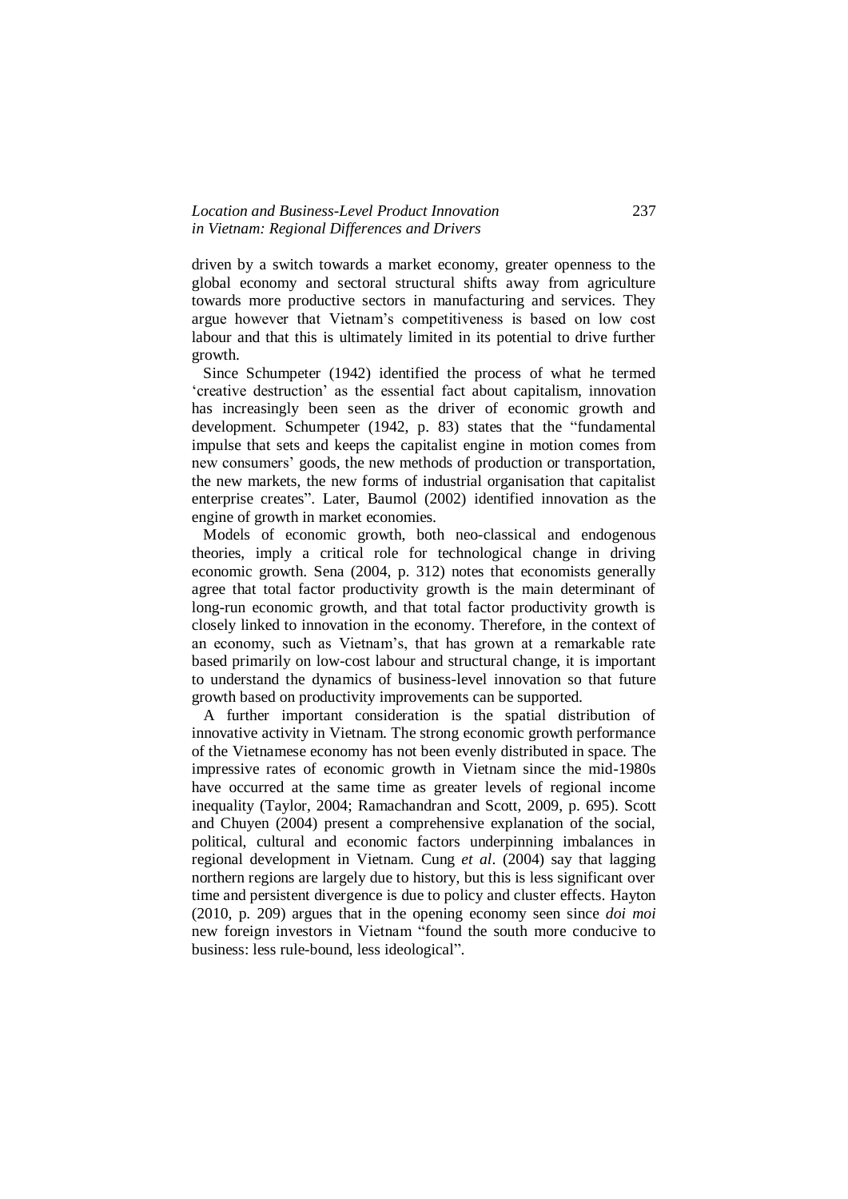driven by a switch towards a market economy, greater openness to the global economy and sectoral structural shifts away from agriculture towards more productive sectors in manufacturing and services. They argue however that Vietnam's competitiveness is based on low cost labour and that this is ultimately limited in its potential to drive further growth.

Since Schumpeter (1942) identified the process of what he termed 'creative destruction' as the essential fact about capitalism, innovation has increasingly been seen as the driver of economic growth and development. Schumpeter (1942, p. 83) states that the "fundamental impulse that sets and keeps the capitalist engine in motion comes from new consumers' goods, the new methods of production or transportation, the new markets, the new forms of industrial organisation that capitalist enterprise creates". Later, Baumol (2002) identified innovation as the engine of growth in market economies.

Models of economic growth, both neo-classical and endogenous theories, imply a critical role for technological change in driving economic growth. Sena (2004, p. 312) notes that economists generally agree that total factor productivity growth is the main determinant of long-run economic growth, and that total factor productivity growth is closely linked to innovation in the economy. Therefore, in the context of an economy, such as Vietnam's, that has grown at a remarkable rate based primarily on low-cost labour and structural change, it is important to understand the dynamics of business-level innovation so that future growth based on productivity improvements can be supported.

A further important consideration is the spatial distribution of innovative activity in Vietnam. The strong economic growth performance of the Vietnamese economy has not been evenly distributed in space. The impressive rates of economic growth in Vietnam since the mid-1980s have occurred at the same time as greater levels of regional income inequality (Taylor, 2004; Ramachandran and Scott, 2009, p. 695). Scott and Chuyen (2004) present a comprehensive explanation of the social, political, cultural and economic factors underpinning imbalances in regional development in Vietnam. Cung *et al*. (2004) say that lagging northern regions are largely due to history, but this is less significant over time and persistent divergence is due to policy and cluster effects. Hayton (2010, p. 209) argues that in the opening economy seen since *doi moi* new foreign investors in Vietnam "found the south more conducive to business: less rule-bound, less ideological".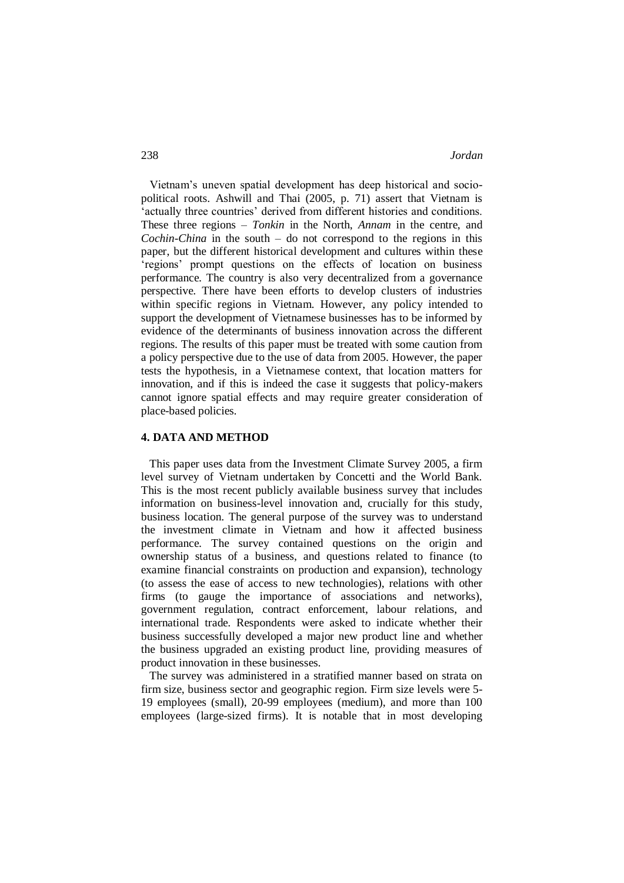Vietnam's uneven spatial development has deep historical and socio-political roots. Ashwill and Thai (2005, p. 71) assert that Vietnam is 'actually three countries' derived from different histories and conditions. These three regions – *Tonkin* in the North, *Annam* in the centre, and *Cochin-China* in the south – do not correspond to the regions in this paper, but the different historical development and cultures within these 'regions' prompt questions on the effects of location on business performance. The country is also very decentralized from a governance perspective. There have been efforts to develop clusters of industries within specific regions in Vietnam. However, any policy intended to support the development of Vietnamese businesses has to be informed by evidence of the determinants of business innovation across the different regions. The results of this paper must be treated with some caution from a policy perspective due to the use of data from 2005. However, the paper tests the hypothesis, in a Vietnamese context, that location matters for innovation, and if this is indeed the case it suggests that policy-makers cannot ignore spatial effects and may require greater consideration of place-based policies.

## 4. DATA AND METHOD

This paper uses data from the Investment Climate Survey 2005, a firm level survey of Vietnam undertaken by Concetti and the World Bank. This is the most recent publicly available business survey that includes information on business-level innovation and, crucially for this study, business location. The general purpose of the survey was to understand the investment climate in Vietnam and how it affected business performance. The survey contained questions on the origin and ownership status of a business, and questions related to finance (to examine financial constraints on production and expansion), technology (to assess the ease of access to new technologies), relations with other firms (to gauge the importance of associations and networks), government regulation, contract enforcement, labour relations, and international trade. Respondents were asked to indicate whether their business successfully developed a major new product line and whether the business upgraded an existing product line, providing measures of product innovation in these businesses.

The survey was administered in a stratified manner based on strata on firm size, business sector and geographic region. Firm size levels were 5-19 employees (small), 20-99 employees (medium), and more than 100 employees (large-sized firms). It is notable that in most developing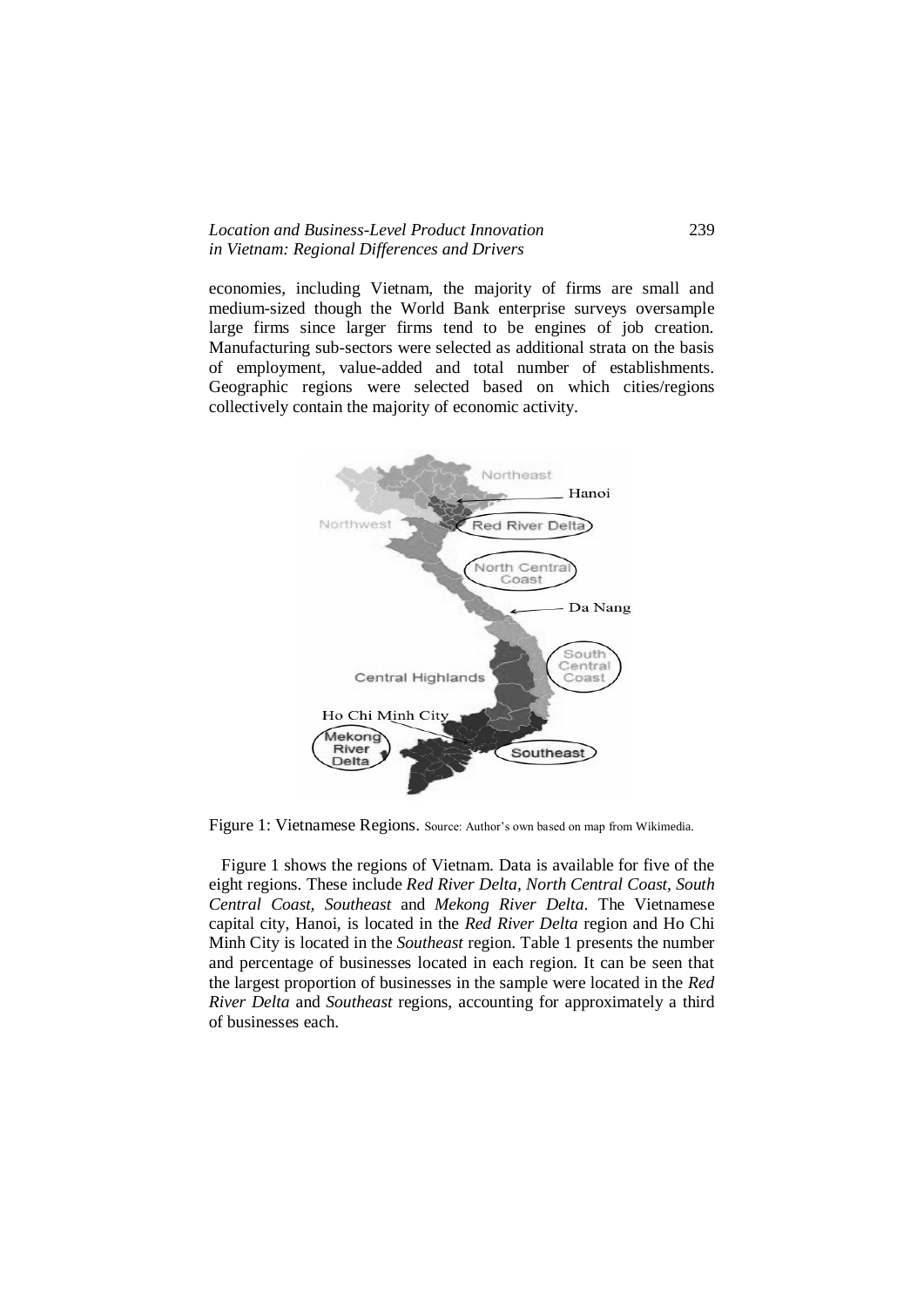economies, including Vietnam, the majority of firms are small and medium-sized though the World Bank enterprise surveys oversample large firms since larger firms tend to be engines of job creation. Manufacturing sub-sectors were selected as additional strata on the basis of employment, value-added and total number of establishments. Geographic regions were selected based on which cities/regions collectively contain the majority of economic activity.

Figure 1: Vietnamese Regions. Source: Author's own based on map from Wikimedia.

Figure 1 shows the regions of Vietnam. Data is available for five of the eight regions. These include *Red River Delta, North Central Coast, South Central Coast, Southeast* and *Mekong River Delta*. The Vietnamese capital city, Hanoi, is located in the *Red River Delta* region and Ho Chi Minh City is located in the *Southeast* region. Table 1 presents the number and percentage of businesses located in each region. It can be seen that the largest proportion of businesses in the sample were located in the *Red River Delta* and *Southeast* regions, accounting for approximately a third of businesses each.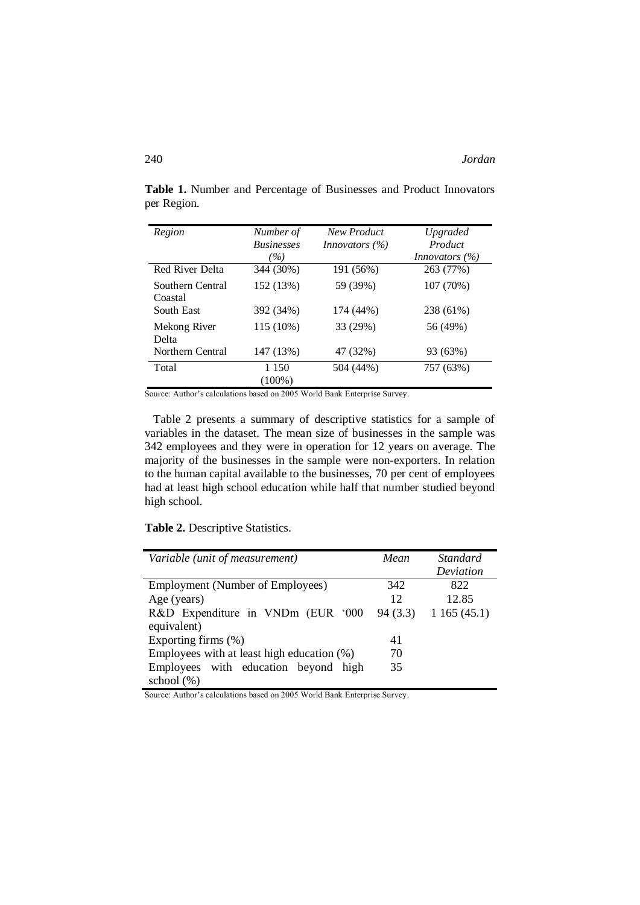**Table 1.** Number and Percentage of Businesses and Product Innovators per Region.

| *Region* | *Number of Businesses (%)* | *New Product Innovators (%)* | *Upgraded Product Innovators (%)* |
|---|---|---|---|
| Red River Delta | 344 (30%) | 191 (56%) | 263 (77%) |
| Southern Central Coastal | 152 (13%) | 59 (39%) | 107 (70%) |
| South East | 392 (34%) | 174 (44%) | 238 (61%) |
| Mekong River Delta | 115 (10%) | 33 (29%) | 56 (49%) |
| Northern Central | 147 (13%) | 47 (32%) | 93 (63%) |
| Total | 1 150 (100%) | 504 (44%) | 757 (63%) |

Source: Author's calculations based on 2005 World Bank Enterprise Survey.

Table 2 presents a summary of descriptive statistics for a sample of variables in the dataset. The mean size of businesses in the sample was 342 employees and they were in operation for 12 years on average. The majority of the businesses in the sample were non-exporters. In relation to the human capital available to the businesses, 70 per cent of employees had at least high school education while half that number studied beyond high school.

**Table 2.** Descriptive Statistics.

| *Variable (unit of measurement)* | *Mean* | *Standard Deviation* |
|---|---|---|
| Employment (Number of Employees) | 342 | 822 |
| Age (years) | 12 | 12.85 |
| R&D Expenditure in VNDm (EUR '000 equivalent) | 94 (3.3) | 1 165 (45.1) |
| Exporting firms (%) | 41 | |
| Employees with at least high education (%) | 70 | |
| Employees with education beyond high school (%) | 35 | |

Source: Author's calculations based on 2005 World Bank Enterprise Survey.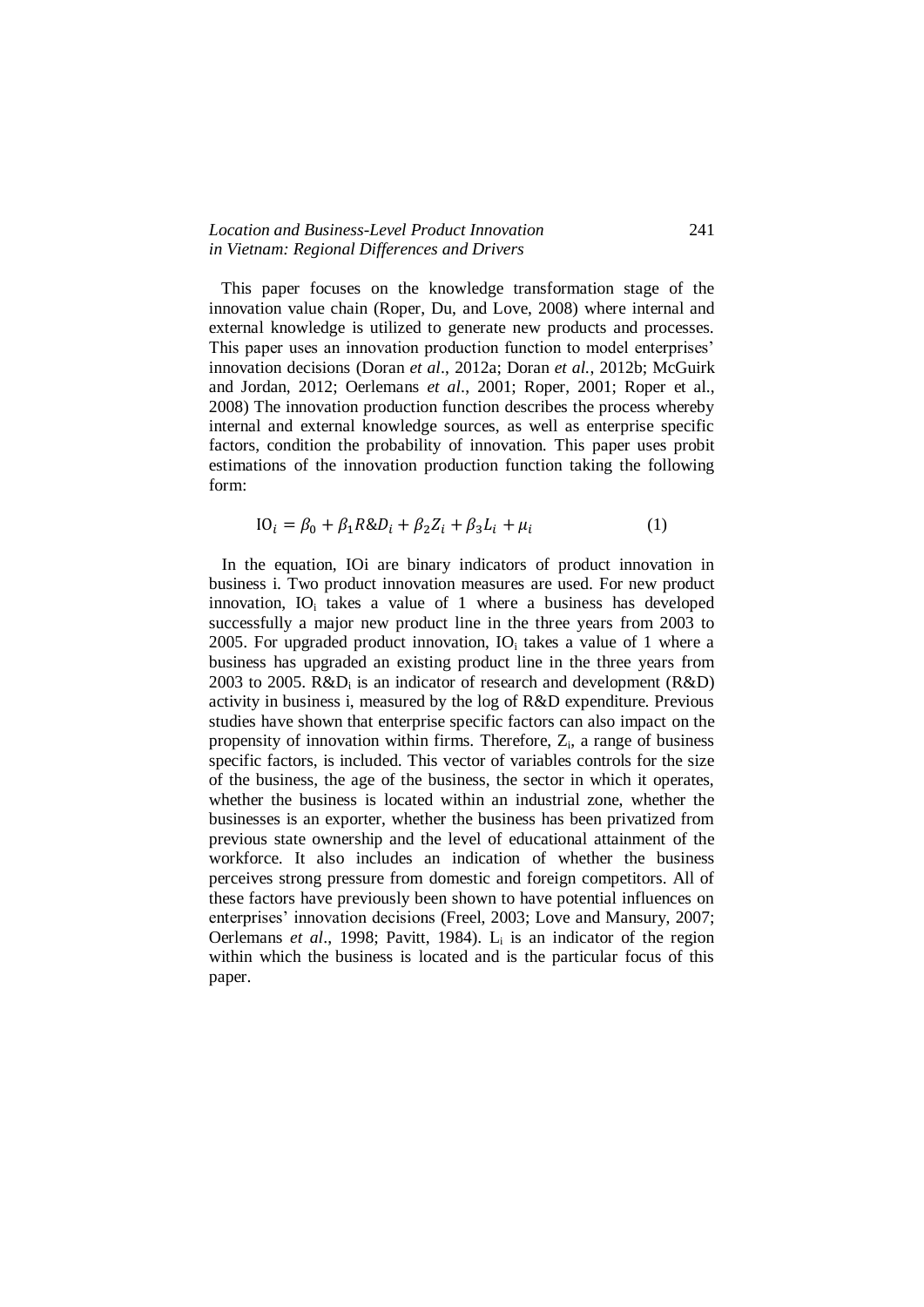This paper focuses on the knowledge transformation stage of the innovation value chain (Roper, Du, and Love, 2008) where internal and external knowledge is utilized to generate new products and processes. This paper uses an innovation production function to model enterprises' innovation decisions (Doran *et al*., 2012a; Doran *et al.*, 2012b; McGuirk and Jordan, 2012; Oerlemans *et al*., 2001; Roper, 2001; Roper et al., 2008) The innovation production function describes the process whereby internal and external knowledge sources, as well as enterprise specific factors, condition the probability of innovation. This paper uses probit estimations of the innovation production function taking the following form:

$$\mathrm{IO}_i = \beta_0 + \beta_1 R\&D_i + \beta_2 Z_i + \beta_3 L_i + \mu_i \qquad (1)$$

In the equation, IOi are binary indicators of product innovation in business i. Two product innovation measures are used. For new product innovation, $\mathrm{IO}_i$ takes a value of 1 where a business has developed successfully a major new product line in the three years from 2003 to 2005. For upgraded product innovation, $\mathrm{IO}_i$ takes a value of 1 where a business has upgraded an existing product line in the three years from 2003 to 2005. $R\&D_i$ is an indicator of research and development (R&D) activity in business i, measured by the log of R&D expenditure. Previous studies have shown that enterprise specific factors can also impact on the propensity of innovation within firms. Therefore, $Z_i$, a range of business specific factors, is included. This vector of variables controls for the size of the business, the age of the business, the sector in which it operates, whether the business is located within an industrial zone, whether the businesses is an exporter, whether the business has been privatized from previous state ownership and the level of educational attainment of the workforce. It also includes an indication of whether the business perceives strong pressure from domestic and foreign competitors. All of these factors have previously been shown to have potential influences on enterprises' innovation decisions (Freel, 2003; Love and Mansury, 2007; Oerlemans *et al*., 1998; Pavitt, 1984). $L_i$ is an indicator of the region within which the business is located and is the particular focus of this paper.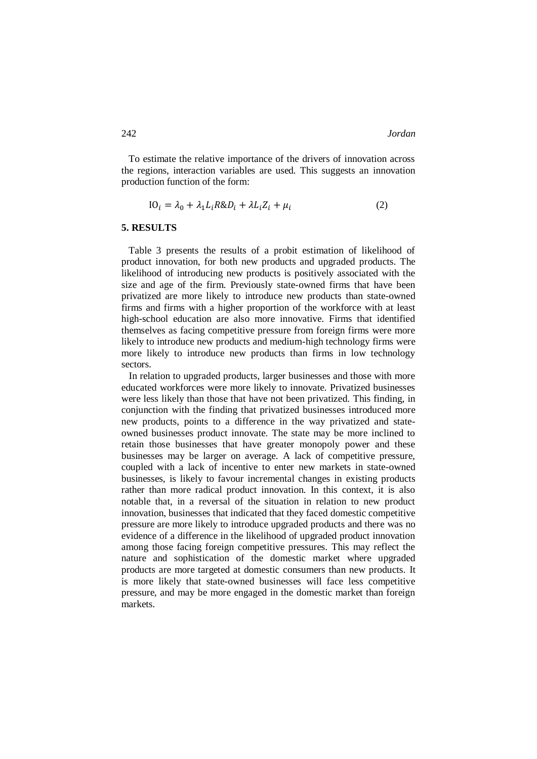To estimate the relative importance of the drivers of innovation across the regions, interaction variables are used. This suggests an innovation production function of the form:

$$\mathrm{IO}_i = \lambda_0 + \lambda_1 L_i R\&D_i + \lambda L_i Z_i + \mu_i \tag{2}$$

## 5. RESULTS

Table 3 presents the results of a probit estimation of likelihood of product innovation, for both new products and upgraded products. The likelihood of introducing new products is positively associated with the size and age of the firm. Previously state-owned firms that have been privatized are more likely to introduce new products than state-owned firms and firms with a higher proportion of the workforce with at least high-school education are also more innovative. Firms that identified themselves as facing competitive pressure from foreign firms were more likely to introduce new products and medium-high technology firms were more likely to introduce new products than firms in low technology sectors.

In relation to upgraded products, larger businesses and those with more educated workforces were more likely to innovate. Privatized businesses were less likely than those that have not been privatized. This finding, in conjunction with the finding that privatized businesses introduced more new products, points to a difference in the way privatized and state-owned businesses product innovate. The state may be more inclined to retain those businesses that have greater monopoly power and these businesses may be larger on average. A lack of competitive pressure, coupled with a lack of incentive to enter new markets in state-owned businesses, is likely to favour incremental changes in existing products rather than more radical product innovation. In this context, it is also notable that, in a reversal of the situation in relation to new product innovation, businesses that indicated that they faced domestic competitive pressure are more likely to introduce upgraded products and there was no evidence of a difference in the likelihood of upgraded product innovation among those facing foreign competitive pressures. This may reflect the nature and sophistication of the domestic market where upgraded products are more targeted at domestic consumers than new products. It is more likely that state-owned businesses will face less competitive pressure, and may be more engaged in the domestic market than foreign markets.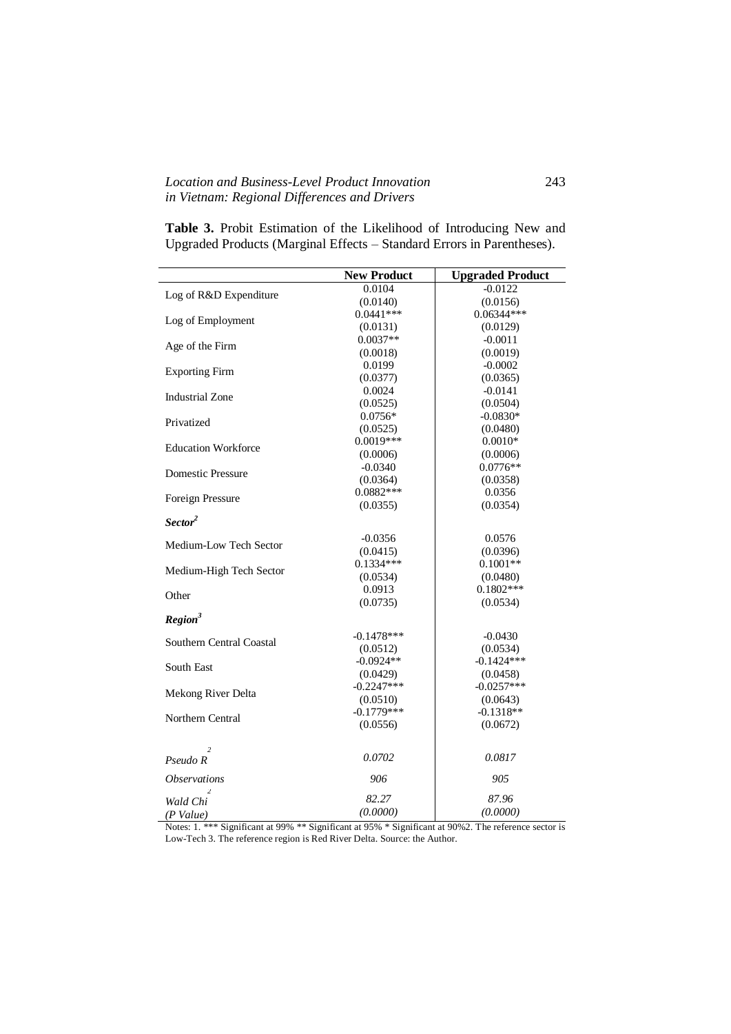**Table 3.** Probit Estimation of the Likelihood of Introducing New and Upgraded Products (Marginal Effects – Standard Errors in Parentheses).

| | **New Product** | **Upgraded Product** |
|---|---|---|
| Log of R&D Expenditure | 0.0104<br>(0.0140) | -0.0122<br>(0.0156) |
| Log of Employment | 0.0441***<br>(0.0131) | 0.06344***<br>(0.0129) |
| Age of the Firm | 0.0037**<br>(0.0018) | -0.0011<br>(0.0019) |
| Exporting Firm | 0.0199<br>(0.0377) | -0.0002<br>(0.0365) |
| Industrial Zone | 0.0024<br>(0.0525) | -0.0141<br>(0.0504) |
| Privatized | 0.0756*<br>(0.0525) | -0.0830*<br>(0.0480) |
| Education Workforce | 0.0019***<br>(0.0006) | 0.0010*<br>(0.0006) |
| Domestic Pressure | -0.0340<br>(0.0364) | 0.0776**<br>(0.0358) |
| Foreign Pressure | 0.0882***<br>(0.0355) | 0.0356<br>(0.0354) |
| ***Sector*[2]** | | |
| Medium-Low Tech Sector | -0.0356<br>(0.0415) | 0.0576<br>(0.0396) |
| Medium-High Tech Sector | 0.1334***<br>(0.0534) | 0.1001**<br>(0.0480) |
| Other | 0.0913<br>(0.0735) | 0.1802***<br>(0.0534) |
| ***Region*[3]** | | |
| Southern Central Coastal | -0.1478***<br>(0.0512) | -0.0430<br>(0.0534) |
| South East | -0.0924**<br>(0.0429) | -0.1424***<br>(0.0458) |
| Mekong River Delta | -0.2247***<br>(0.0510) | -0.0257***<br>(0.0643) |
| Northern Central | -0.1779***<br>(0.0556) | -0.1318**<br>(0.0672) |
| *Pseudo $R^2$* | *0.0702* | *0.0817* |
| *Observations* | *906* | *905* |
| *Wald $Chi^2$*<br>*(P Value)* | *82.27*<br>*(0.0000)* | *87.96*<br>*(0.0000)* |

Notes: 1. *** Significant at 99% ** Significant at 95% * Significant at 90%2. The reference sector is Low-Tech 3. The reference region is Red River Delta. Source: the Author.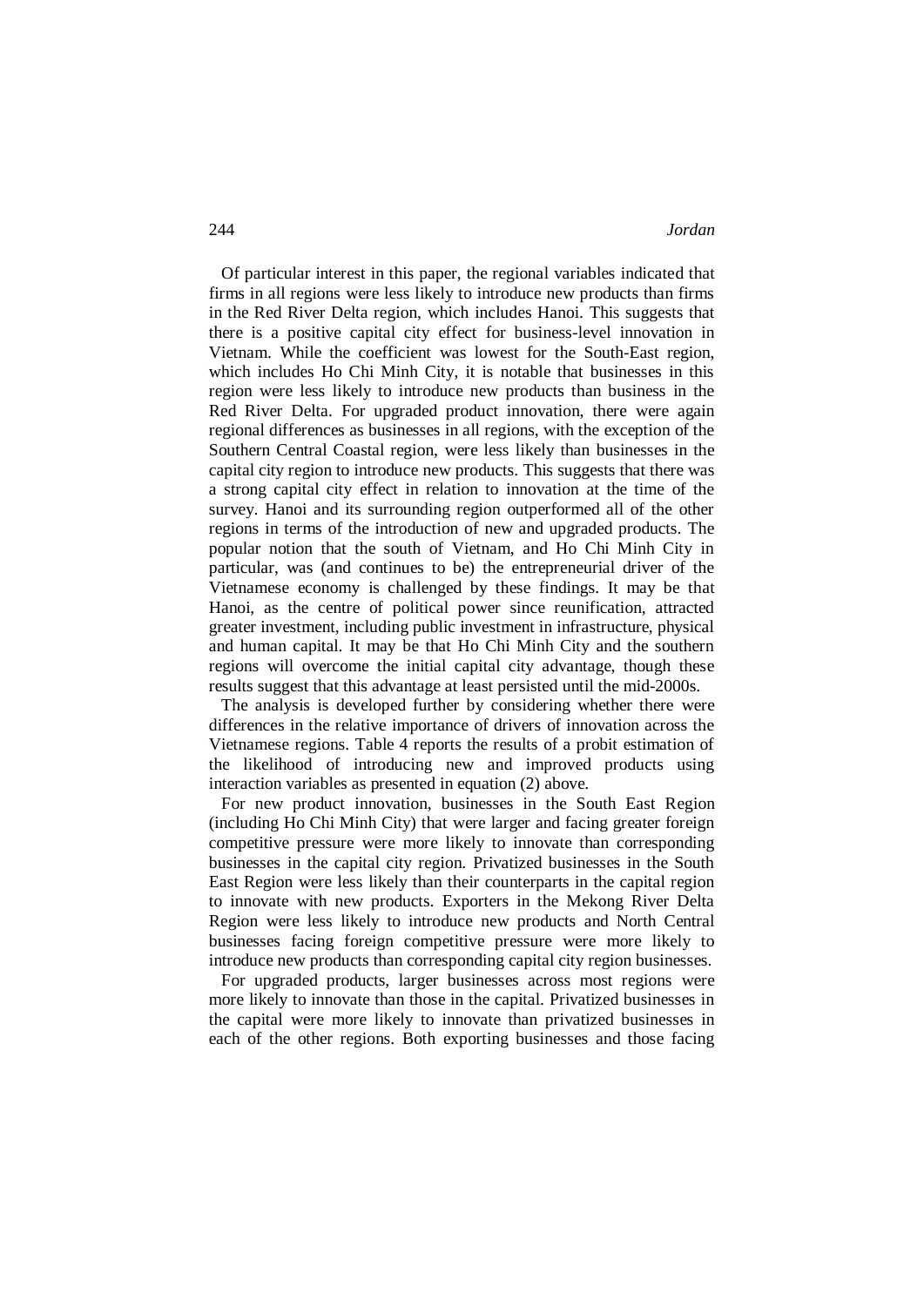Of particular interest in this paper, the regional variables indicated that firms in all regions were less likely to introduce new products than firms in the Red River Delta region, which includes Hanoi. This suggests that there is a positive capital city effect for business-level innovation in Vietnam. While the coefficient was lowest for the South-East region, which includes Ho Chi Minh City, it is notable that businesses in this region were less likely to introduce new products than business in the Red River Delta. For upgraded product innovation, there were again regional differences as businesses in all regions, with the exception of the Southern Central Coastal region, were less likely than businesses in the capital city region to introduce new products. This suggests that there was a strong capital city effect in relation to innovation at the time of the survey. Hanoi and its surrounding region outperformed all of the other regions in terms of the introduction of new and upgraded products. The popular notion that the south of Vietnam, and Ho Chi Minh City in particular, was (and continues to be) the entrepreneurial driver of the Vietnamese economy is challenged by these findings. It may be that Hanoi, as the centre of political power since reunification, attracted greater investment, including public investment in infrastructure, physical and human capital. It may be that Ho Chi Minh City and the southern regions will overcome the initial capital city advantage, though these results suggest that this advantage at least persisted until the mid-2000s.

The analysis is developed further by considering whether there were differences in the relative importance of drivers of innovation across the Vietnamese regions. Table 4 reports the results of a probit estimation of the likelihood of introducing new and improved products using interaction variables as presented in equation (2) above.

For new product innovation, businesses in the South East Region (including Ho Chi Minh City) that were larger and facing greater foreign competitive pressure were more likely to innovate than corresponding businesses in the capital city region. Privatized businesses in the South East Region were less likely than their counterparts in the capital region to innovate with new products. Exporters in the Mekong River Delta Region were less likely to introduce new products and North Central businesses facing foreign competitive pressure were more likely to introduce new products than corresponding capital city region businesses.

For upgraded products, larger businesses across most regions were more likely to innovate than those in the capital. Privatized businesses in the capital were more likely to innovate than privatized businesses in each of the other regions. Both exporting businesses and those facing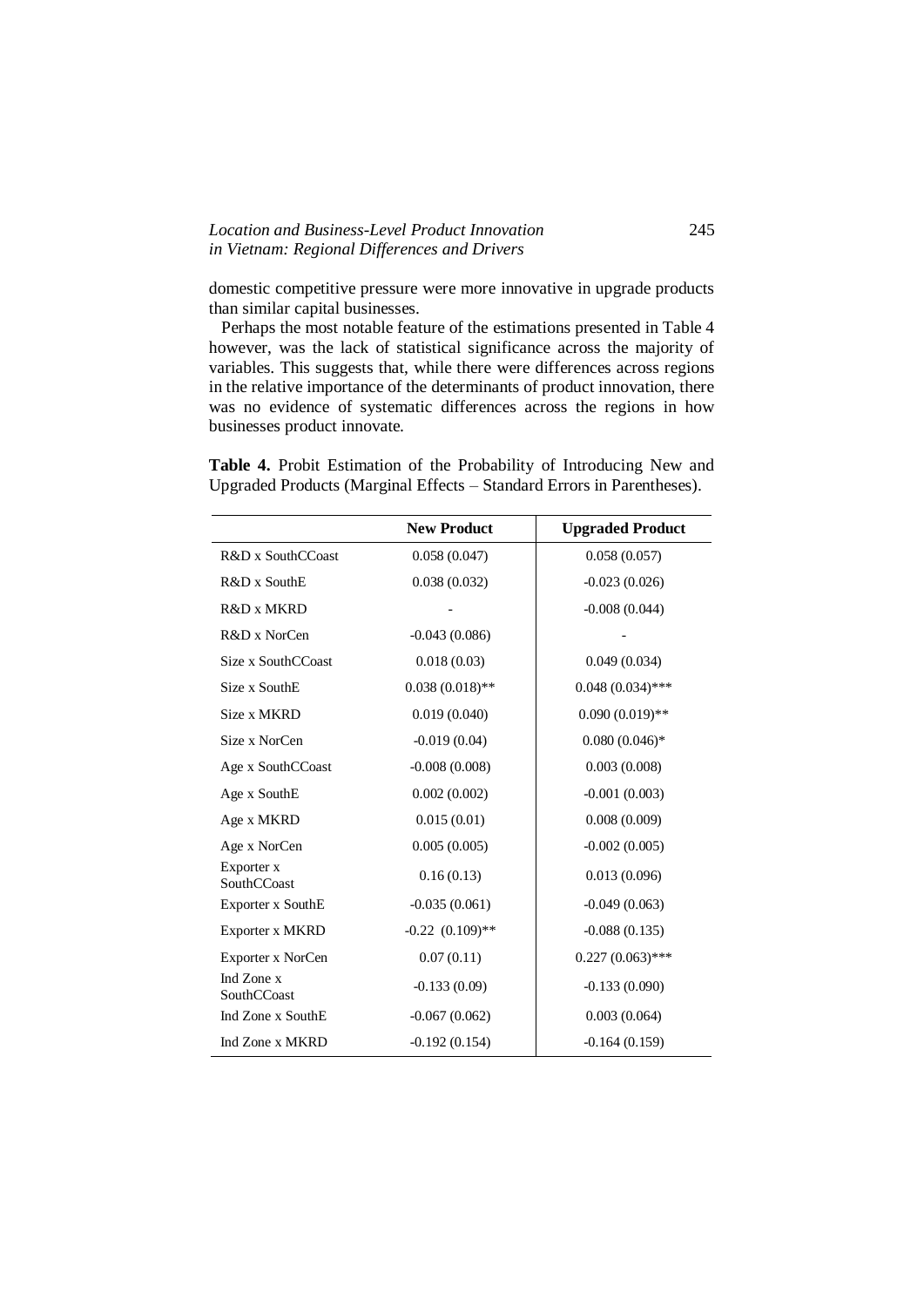domestic competitive pressure were more innovative in upgrade products than similar capital businesses.

Perhaps the most notable feature of the estimations presented in Table 4 however, was the lack of statistical significance across the majority of variables. This suggests that, while there were differences across regions in the relative importance of the determinants of product innovation, there was no evidence of systematic differences across the regions in how businesses product innovate.

**Table 4.** Probit Estimation of the Probability of Introducing New and Upgraded Products (Marginal Effects – Standard Errors in Parentheses).

| | **New Product** | **Upgraded Product** |
|---|---|---|
| R&D x SouthCCoast | 0.058 (0.047) | 0.058 (0.057) |
| R&D x SouthE | 0.038 (0.032) | -0.023 (0.026) |
| R&D x MKRD | - | -0.008 (0.044) |
| R&D x NorCen | -0.043 (0.086) | - |
| Size x SouthCCoast | 0.018 (0.03) | 0.049 (0.034) |
| Size x SouthE | 0.038 (0.018)** | 0.048 (0.034)*** |
| Size x MKRD | 0.019 (0.040) | 0.090 (0.019)** |
| Size x NorCen | -0.019 (0.04) | 0.080 (0.046)* |
| Age x SouthCCoast | -0.008 (0.008) | 0.003 (0.008) |
| Age x SouthE | 0.002 (0.002) | -0.001 (0.003) |
| Age x MKRD | 0.015 (0.01) | 0.008 (0.009) |
| Age x NorCen | 0.005 (0.005) | -0.002 (0.005) |
| Exporter x SouthCCoast | 0.16 (0.13) | 0.013 (0.096) |
| Exporter x SouthE | -0.035 (0.061) | -0.049 (0.063) |
| Exporter x MKRD | -0.22 (0.109)** | -0.088 (0.135) |
| Exporter x NorCen | 0.07 (0.11) | 0.227 (0.063)*** |
| Ind Zone x SouthCCoast | -0.133 (0.09) | -0.133 (0.090) |
| Ind Zone x SouthE | -0.067 (0.062) | 0.003 (0.064) |
| Ind Zone x MKRD | -0.192 (0.154) | -0.164 (0.159) |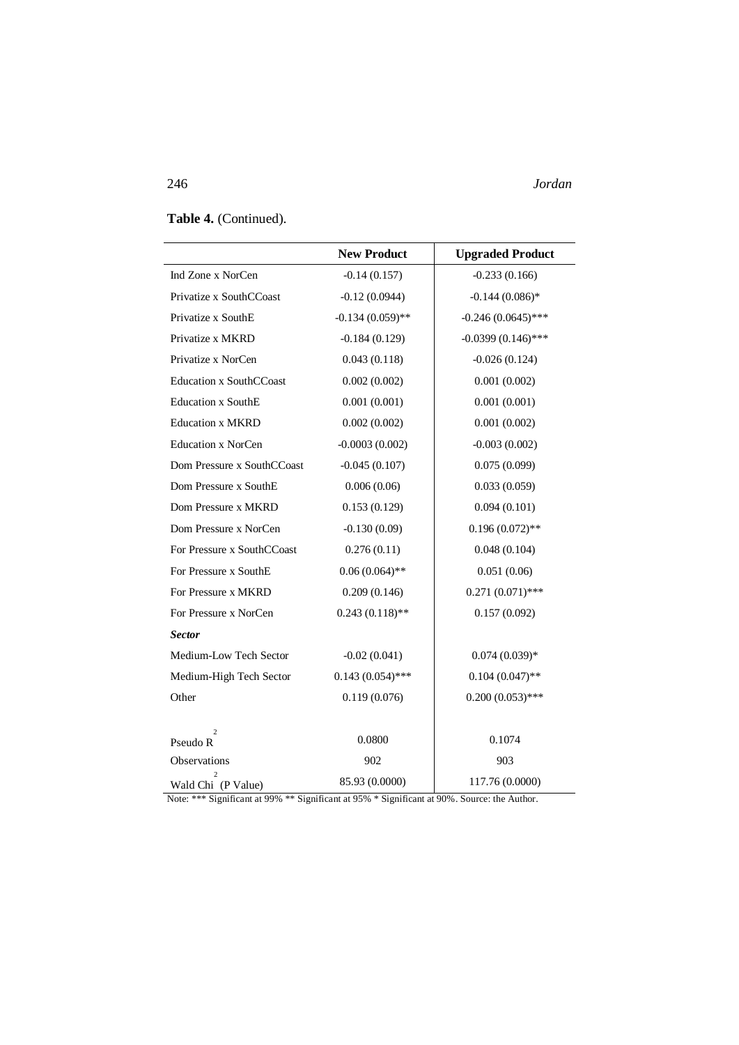**Table 4.** (Continued).

| | New Product | Upgraded Product |
|---|---|---|
| Ind Zone x NorCen | -0.14 (0.157) | -0.233 (0.166) |
| Privatize x SouthCCoast | -0.12 (0.0944) | -0.144 (0.086)* |
| Privatize x SouthE | -0.134 (0.059)** | -0.246 (0.0645)*** |
| Privatize x MKRD | -0.184 (0.129) | -0.0399 (0.146)*** |
| Privatize x NorCen | 0.043 (0.118) | -0.026 (0.124) |
| Education x SouthCCoast | 0.002 (0.002) | 0.001 (0.002) |
| Education x SouthE | 0.001 (0.001) | 0.001 (0.001) |
| Education x MKRD | 0.002 (0.002) | 0.001 (0.002) |
| Education x NorCen | -0.0003 (0.002) | -0.003 (0.002) |
| Dom Pressure x SouthCCoast | -0.045 (0.107) | 0.075 (0.099) |
| Dom Pressure x SouthE | 0.006 (0.06) | 0.033 (0.059) |
| Dom Pressure x MKRD | 0.153 (0.129) | 0.094 (0.101) |
| Dom Pressure x NorCen | -0.130 (0.09) | 0.196 (0.072)** |
| For Pressure x SouthCCoast | 0.276 (0.11) | 0.048 (0.104) |
| For Pressure x SouthE | 0.06 (0.064)** | 0.051 (0.06) |
| For Pressure x MKRD | 0.209 (0.146) | 0.271 (0.071)*** |
| For Pressure x NorCen | 0.243 (0.118)** | 0.157 (0.092) |
| ***Sector*** | | |
| Medium-Low Tech Sector | -0.02 (0.041) | 0.074 (0.039)* |
| Medium-High Tech Sector | 0.143 (0.054)*** | 0.104 (0.047)** |
| Other | 0.119 (0.076) | 0.200 (0.053)*** |
| Pseudo $R^2$ | 0.0800 | 0.1074 |
| Observations | 902 | 903 |
| Wald $Chi^2$ (P Value) | 85.93 (0.0000) | 117.76 (0.0000) |

Note: *** Significant at 99% ** Significant at 95% * Significant at 90%. Source: the Author.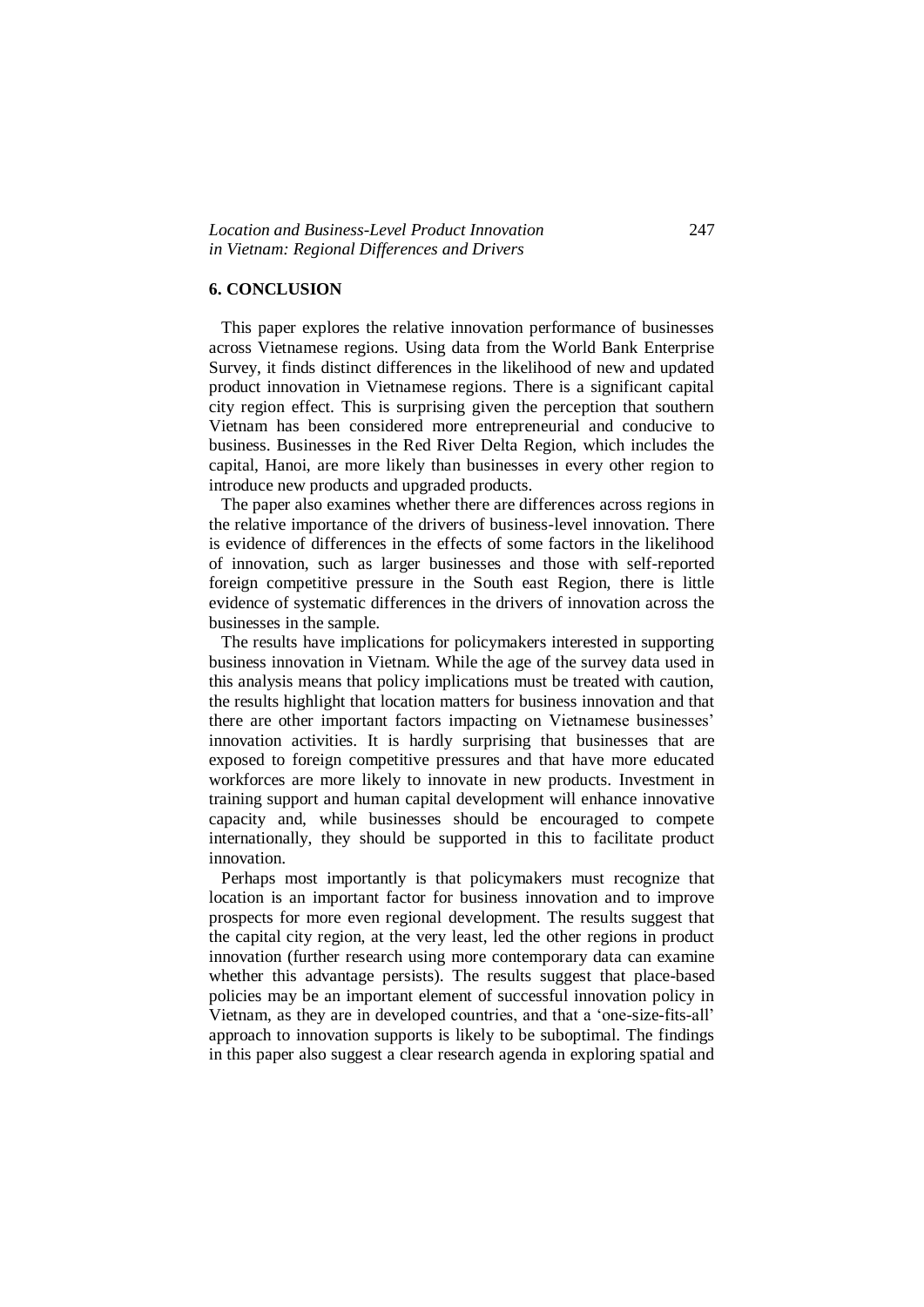## 6. CONCLUSION

This paper explores the relative innovation performance of businesses across Vietnamese regions. Using data from the World Bank Enterprise Survey, it finds distinct differences in the likelihood of new and updated product innovation in Vietnamese regions. There is a significant capital city region effect. This is surprising given the perception that southern Vietnam has been considered more entrepreneurial and conducive to business. Businesses in the Red River Delta Region, which includes the capital, Hanoi, are more likely than businesses in every other region to introduce new products and upgraded products.

The paper also examines whether there are differences across regions in the relative importance of the drivers of business-level innovation. There is evidence of differences in the effects of some factors in the likelihood of innovation, such as larger businesses and those with self-reported foreign competitive pressure in the South east Region, there is little evidence of systematic differences in the drivers of innovation across the businesses in the sample.

The results have implications for policymakers interested in supporting business innovation in Vietnam. While the age of the survey data used in this analysis means that policy implications must be treated with caution, the results highlight that location matters for business innovation and that there are other important factors impacting on Vietnamese businesses' innovation activities. It is hardly surprising that businesses that are exposed to foreign competitive pressures and that have more educated workforces are more likely to innovate in new products. Investment in training support and human capital development will enhance innovative capacity and, while businesses should be encouraged to compete internationally, they should be supported in this to facilitate product innovation.

Perhaps most importantly is that policymakers must recognize that location is an important factor for business innovation and to improve prospects for more even regional development. The results suggest that the capital city region, at the very least, led the other regions in product innovation (further research using more contemporary data can examine whether this advantage persists). The results suggest that place-based policies may be an important element of successful innovation policy in Vietnam, as they are in developed countries, and that a 'one-size-fits-all' approach to innovation supports is likely to be suboptimal. The findings in this paper also suggest a clear research agenda in exploring spatial and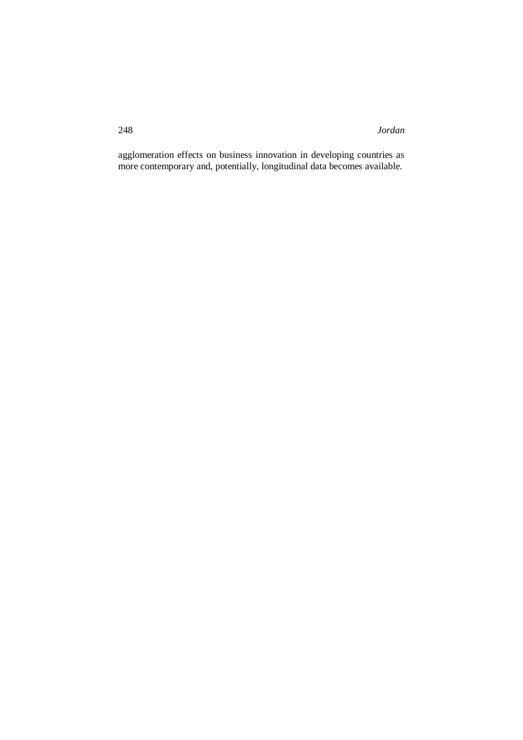agglomeration effects on business innovation in developing countries as more contemporary and, potentially, longitudinal data becomes available.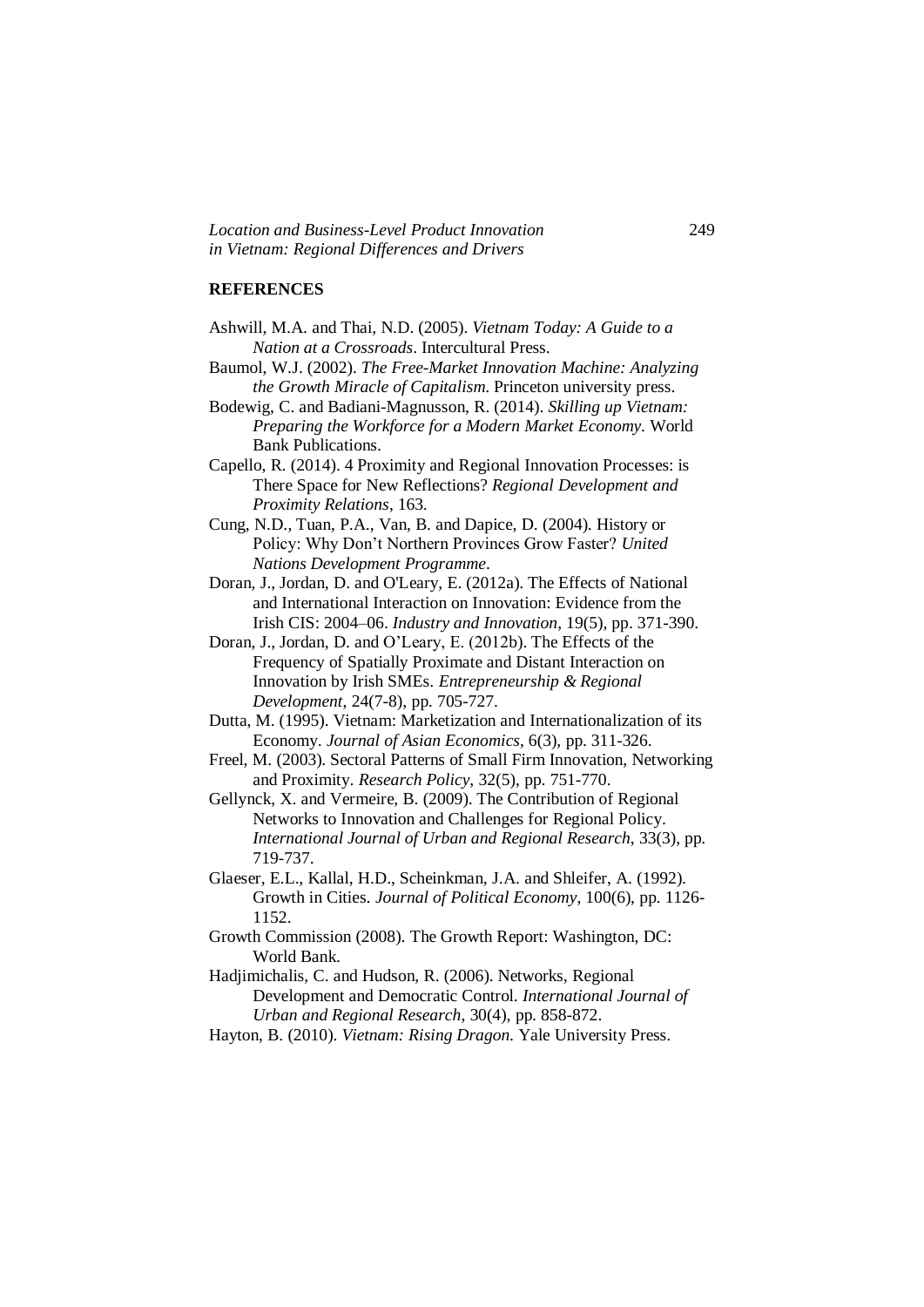## REFERENCES

Ashwill, M.A. and Thai, N.D. (2005). *Vietnam Today: A Guide to a Nation at a Crossroads*. Intercultural Press.

Baumol, W.J. (2002). *The Free-Market Innovation Machine: Analyzing the Growth Miracle of Capitalism*. Princeton university press.

Bodewig, C. and Badiani-Magnusson, R. (2014). *Skilling up Vietnam: Preparing the Workforce for a Modern Market Economy*. World Bank Publications.

Capello, R. (2014). 4 Proximity and Regional Innovation Processes: is There Space for New Reflections? *Regional Development and Proximity Relations*, 163.

Cung, N.D., Tuan, P.A., Van, B. and Dapice, D. (2004). History or Policy: Why Don't Northern Provinces Grow Faster? *United Nations Development Programme*.

Doran, J., Jordan, D. and O'Leary, E. (2012a). The Effects of National and International Interaction on Innovation: Evidence from the Irish CIS: 2004–06. *Industry and Innovation*, 19(5), pp. 371-390.

Doran, J., Jordan, D. and O'Leary, E. (2012b). The Effects of the Frequency of Spatially Proximate and Distant Interaction on Innovation by Irish SMEs. *Entrepreneurship & Regional Development*, 24(7-8), pp. 705-727.

Dutta, M. (1995). Vietnam: Marketization and Internationalization of its Economy. *Journal of Asian Economics*, 6(3), pp. 311-326.

Freel, M. (2003). Sectoral Patterns of Small Firm Innovation, Networking and Proximity. *Research Policy*, 32(5), pp. 751-770.

Gellynck, X. and Vermeire, B. (2009). The Contribution of Regional Networks to Innovation and Challenges for Regional Policy. *International Journal of Urban and Regional Research*, 33(3), pp. 719-737.

Glaeser, E.L., Kallal, H.D., Scheinkman, J.A. and Shleifer, A. (1992). Growth in Cities. *Journal of Political Economy*, 100(6), pp. 1126-1152.

Growth Commission (2008). The Growth Report: Washington, DC: World Bank.

Hadjimichalis, C. and Hudson, R. (2006). Networks, Regional Development and Democratic Control. *International Journal of Urban and Regional Research*, 30(4), pp. 858-872.

Hayton, B. (2010). *Vietnam: Rising Dragon.* Yale University Press.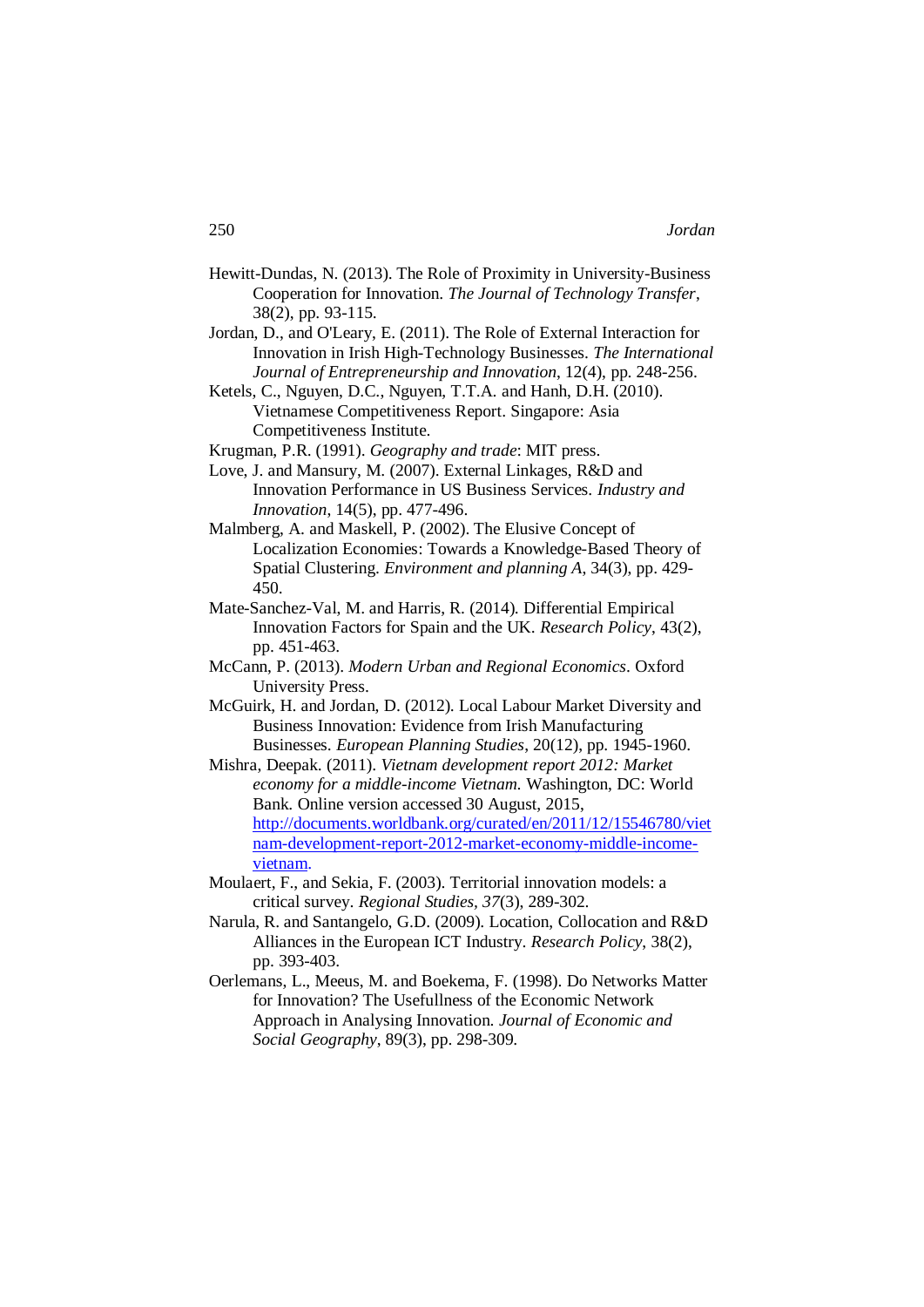Hewitt-Dundas, N. (2013). The Role of Proximity in University-Business Cooperation for Innovation. *The Journal of Technology Transfer*, 38(2), pp. 93-115.

Jordan, D., and O'Leary, E. (2011). The Role of External Interaction for Innovation in Irish High-Technology Businesses. *The International Journal of Entrepreneurship and Innovation*, 12(4), pp. 248-256.

Ketels, C., Nguyen, D.C., Nguyen, T.T.A. and Hanh, D.H. (2010). Vietnamese Competitiveness Report. Singapore: Asia Competitiveness Institute.

Krugman, P.R. (1991). *Geography and trade*: MIT press.

Love, J. and Mansury, M. (2007). External Linkages, R&D and Innovation Performance in US Business Services. *Industry and Innovation*, 14(5), pp. 477-496.

Malmberg, A. and Maskell, P. (2002). The Elusive Concept of Localization Economies: Towards a Knowledge-Based Theory of Spatial Clustering. *Environment and planning A*, 34(3), pp. 429-450.

Mate-Sanchez-Val, M. and Harris, R. (2014). Differential Empirical Innovation Factors for Spain and the UK. *Research Policy*, 43(2), pp. 451-463.

McCann, P. (2013). *Modern Urban and Regional Economics*. Oxford University Press.

McGuirk, H. and Jordan, D. (2012). Local Labour Market Diversity and Business Innovation: Evidence from Irish Manufacturing Businesses. *European Planning Studies*, 20(12), pp. 1945-1960.

Mishra, Deepak. (2011). *Vietnam development report 2012: Market economy for a middle-income Vietnam.* Washington, DC: World Bank. Online version accessed 30 August, 2015, http://documents.worldbank.org/curated/en/2011/12/15546780/vietnam-development-report-2012-market-economy-middle-income-vietnam.

Moulaert, F., and Sekia, F. (2003). Territorial innovation models: a critical survey. *Regional Studies*, *37*(3), 289-302.

Narula, R. and Santangelo, G.D. (2009). Location, Collocation and R&D Alliances in the European ICT Industry. *Research Policy*, 38(2), pp. 393-403.

Oerlemans, L., Meeus, M. and Boekema, F. (1998). Do Networks Matter for Innovation? The Usefullness of the Economic Network Approach in Analysing Innovation. *Journal of Economic and Social Geography*, 89(3), pp. 298-309.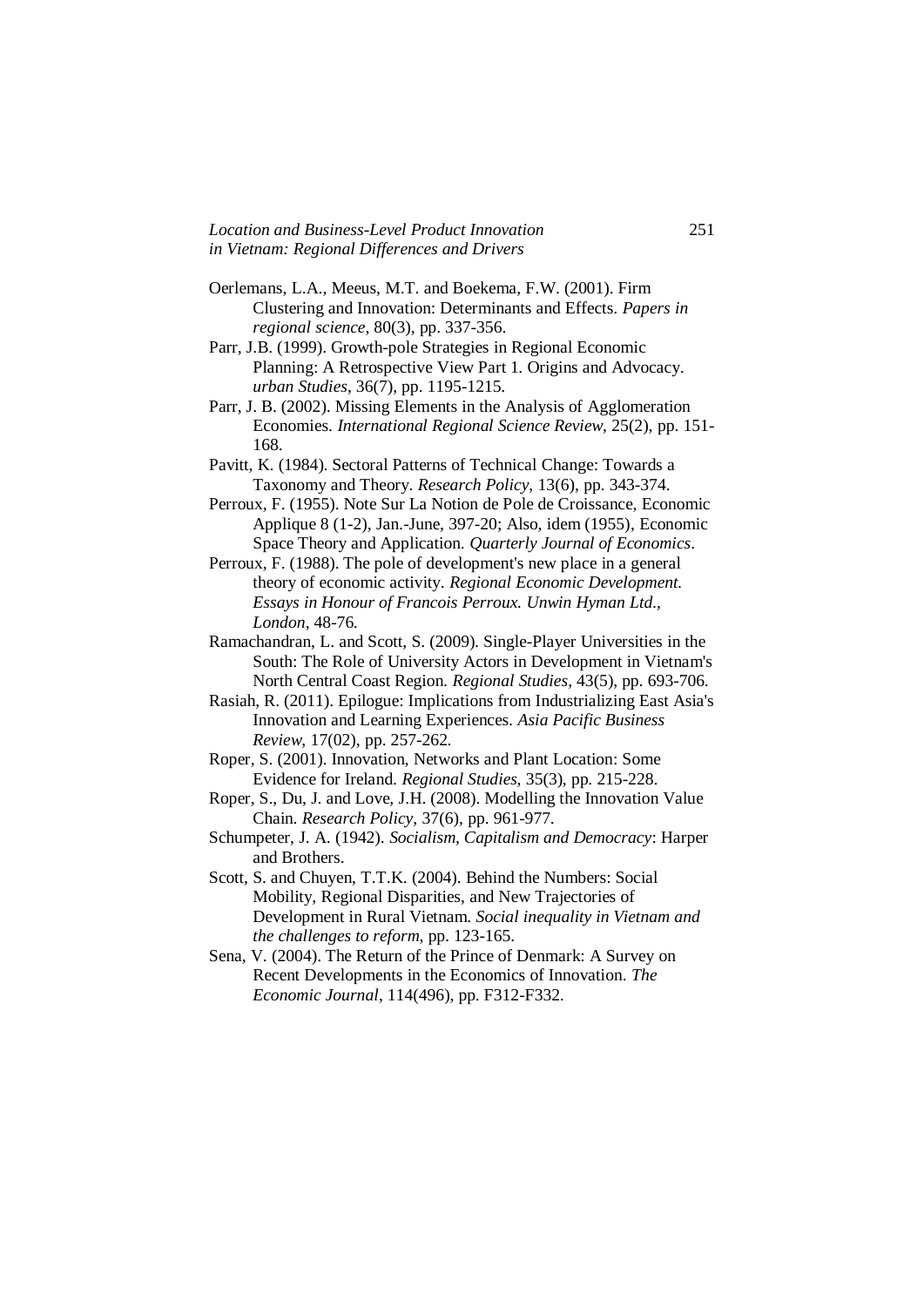Oerlemans, L.A., Meeus, M.T. and Boekema, F.W. (2001). Firm Clustering and Innovation: Determinants and Effects. *Papers in regional science*, 80(3), pp. 337-356.

Parr, J.B. (1999). Growth-pole Strategies in Regional Economic Planning: A Retrospective View Part 1. Origins and Advocacy. *urban Studies*, 36(7), pp. 1195-1215.

Parr, J. B. (2002). Missing Elements in the Analysis of Agglomeration Economies. *International Regional Science Review*, 25(2), pp. 151-168.

Pavitt, K. (1984). Sectoral Patterns of Technical Change: Towards a Taxonomy and Theory. *Research Policy*, 13(6), pp. 343-374.

Perroux, F. (1955). Note Sur La Notion de Pole de Croissance, Economic Applique 8 (1-2), Jan.-June, 397-20; Also, idem (1955), Economic Space Theory and Application. *Quarterly Journal of Economics*.

Perroux, F. (1988). The pole of development's new place in a general theory of economic activity. *Regional Economic Development. Essays in Honour of Francois Perroux. Unwin Hyman Ltd., London*, 48-76.

Ramachandran, L. and Scott, S. (2009). Single-Player Universities in the South: The Role of University Actors in Development in Vietnam's North Central Coast Region. *Regional Studies*, 43(5), pp. 693-706.

Rasiah, R. (2011). Epilogue: Implications from Industrializing East Asia's Innovation and Learning Experiences. *Asia Pacific Business Review*, 17(02), pp. 257-262.

Roper, S. (2001). Innovation, Networks and Plant Location: Some Evidence for Ireland. *Regional Studies*, 35(3), pp. 215-228.

Roper, S., Du, J. and Love, J.H. (2008). Modelling the Innovation Value Chain. *Research Policy*, 37(6), pp. 961-977.

Schumpeter, J. A. (1942). *Socialism, Capitalism and Democracy*: Harper and Brothers.

Scott, S. and Chuyen, T.T.K. (2004). Behind the Numbers: Social Mobility, Regional Disparities, and New Trajectories of Development in Rural Vietnam. *Social inequality in Vietnam and the challenges to reform*, pp. 123-165.

Sena, V. (2004). The Return of the Prince of Denmark: A Survey on Recent Developments in the Economics of Innovation. *The Economic Journal*, 114(496), pp. F312-F332.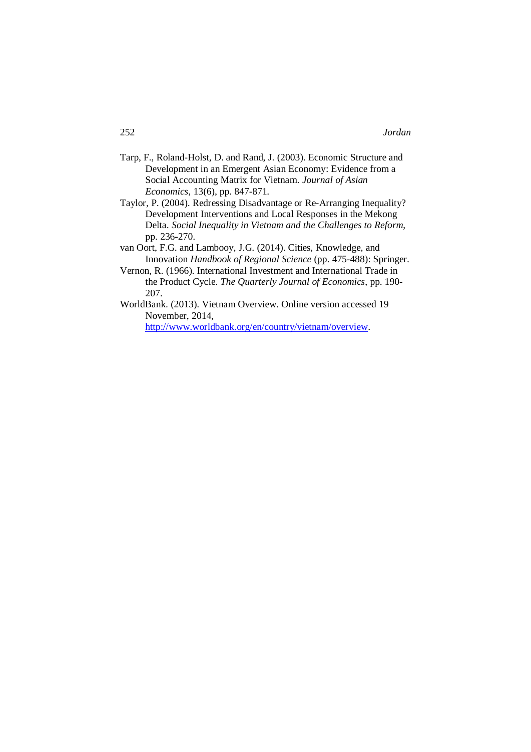Tarp, F., Roland-Holst, D. and Rand, J. (2003). Economic Structure and Development in an Emergent Asian Economy: Evidence from a Social Accounting Matrix for Vietnam. *Journal of Asian Economics*, 13(6), pp. 847-871.

Taylor, P. (2004). Redressing Disadvantage or Re-Arranging Inequality? Development Interventions and Local Responses in the Mekong Delta. *Social Inequality in Vietnam and the Challenges to Reform*, pp. 236-270.

van Oort, F.G. and Lambooy, J.G. (2014). Cities, Knowledge, and Innovation *Handbook of Regional Science* (pp. 475-488): Springer.

Vernon, R. (1966). International Investment and International Trade in the Product Cycle. *The Quarterly Journal of Economics*, pp. 190-207.

WorldBank. (2013). Vietnam Overview. Online version accessed 19 November, 2014, http://www.worldbank.org/en/country/vietnam/overview.